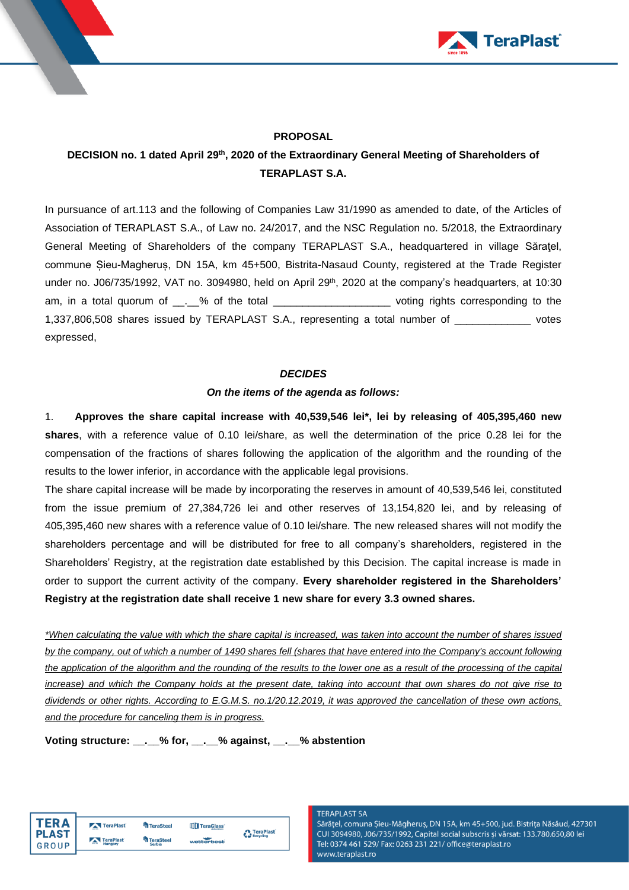**PROPOSAL**

**DECISION no. 1 dated April 29th, 2020 of the Extraordinary General Meeting of Shareholders of TERAPLAST S.A.**

In pursuance of art.113 and the following of Companies Law 31/1990 as amended to date, of the Articles of Association of TERAPLAST S.A., of Law no. 24/2017, and the NSC Regulation no. 5/2018, the Extraordinary General Meeting of Shareholders of the company TERAPLAST S.A., headquartered in village Sărăţel, commune Șieu-Magheruș, DN 15A, km 45+500, Bistrita-Nasaud County, registered at the Trade Register under no. J06/735/1992, VAT no. 3094980, held on April 29th, 2020 at the company's headquarters, at 10:30 am, in a total quorum of __.__% of the total ___________________ voting rights corresponding to the 1,337,806,508 shares issued by TERAPLAST S.A., representing a total number of _____________ votes expressed,

***DECIDES***

***On the items of the agenda as follows:***

1. **Approves the share capital increase with 40,539,546 lei\*, lei by releasing of 405,395,460 new shares**, with a reference value of 0.10 lei/share, as well the determination of the price 0.28 lei for the compensation of the fractions of shares following the application of the algorithm and the rounding of the results to the lower inferior, in accordance with the applicable legal provisions.

The share capital increase will be made by incorporating the reserves in amount of 40,539,546 lei, constituted from the issue premium of 27,384,726 lei and other reserves of 13,154,820 lei, and by releasing of 405,395,460 new shares with a reference value of 0.10 lei/share. The new released shares will not modify the shareholders percentage and will be distributed for free to all company's shareholders, registered in the Shareholders' Registry, at the registration date established by this Decision. The capital increase is made in order to support the current activity of the company. **Every shareholder registered in the Shareholders' Registry at the registration date shall receive 1 new share for every 3.3 owned shares.**

*\*When calculating the value with which the share capital is increased, was taken into account the number of shares issued by the company, out of which a number of 1490 shares fell (shares that have entered into the Company's account following the application of the algorithm and the rounding of the results to the lower one as a result of the processing of the capital increase) and which the Company holds at the present date, taking into account that own shares do not give rise to dividends or other rights. According to E.G.M.S. no.1/20.12.2019, it was approved the cancellation of these own actions, and the procedure for canceling them is in progress.*

**Voting structure: __.__% for, __.__% against, __.__% abstention**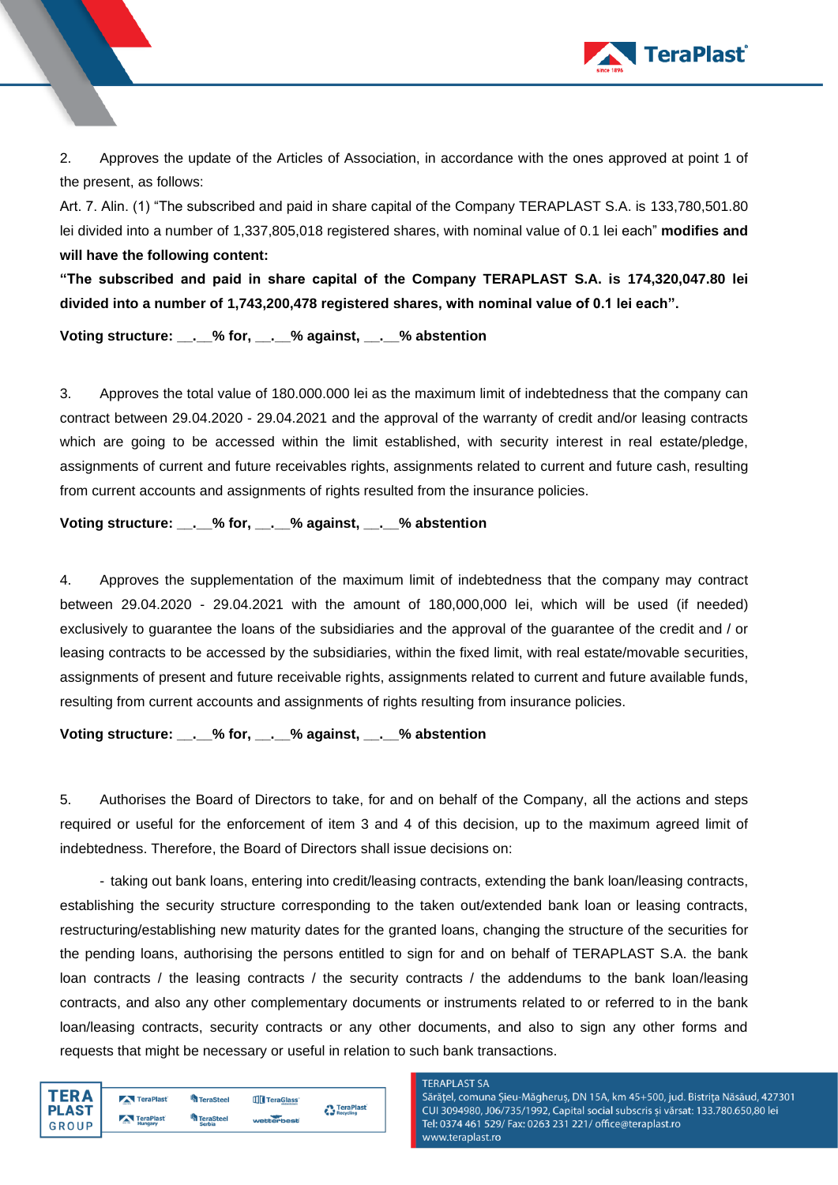2. Approves the update of the Articles of Association, in accordance with the ones approved at point 1 of the present, as follows:

Art. 7. Alin. (1) "The subscribed and paid in share capital of the Company TERAPLAST S.A. is 133,780,501.80 lei divided into a number of 1,337,805,018 registered shares, with nominal value of 0.1 lei each" **modifies and will have the following content:**

**"The subscribed and paid in share capital of the Company TERAPLAST S.A. is 174,320,047.80 lei divided into a number of 1,743,200,478 registered shares, with nominal value of 0.1 lei each".**

**Voting structure: __.__% for, __.__% against, __.__% abstention**

3. Approves the total value of 180.000.000 lei as the maximum limit of indebtedness that the company can contract between 29.04.2020 - 29.04.2021 and the approval of the warranty of credit and/or leasing contracts which are going to be accessed within the limit established, with security interest in real estate/pledge, assignments of current and future receivables rights, assignments related to current and future cash, resulting from current accounts and assignments of rights resulted from the insurance policies.

**Voting structure: __.__% for, __.__% against, __.__% abstention**

4. Approves the supplementation of the maximum limit of indebtedness that the company may contract between 29.04.2020 - 29.04.2021 with the amount of 180,000,000 lei, which will be used (if needed) exclusively to guarantee the loans of the subsidiaries and the approval of the guarantee of the credit and / or leasing contracts to be accessed by the subsidiaries, within the fixed limit, with real estate/movable securities, assignments of present and future receivable rights, assignments related to current and future available funds, resulting from current accounts and assignments of rights resulting from insurance policies.

**Voting structure: __.__% for, __.__% against, __.__% abstention**

5. Authorises the Board of Directors to take, for and on behalf of the Company, all the actions and steps required or useful for the enforcement of item 3 and 4 of this decision, up to the maximum agreed limit of indebtedness. Therefore, the Board of Directors shall issue decisions on:

- taking out bank loans, entering into credit/leasing contracts, extending the bank loan/leasing contracts, establishing the security structure corresponding to the taken out/extended bank loan or leasing contracts, restructuring/establishing new maturity dates for the granted loans, changing the structure of the securities for the pending loans, authorising the persons entitled to sign for and on behalf of TERAPLAST S.A. the bank loan contracts / the leasing contracts / the security contracts / the addendums to the bank loan/leasing contracts, and also any other complementary documents or instruments related to or referred to in the bank loan/leasing contracts, security contracts or any other documents, and also to sign any other forms and requests that might be necessary or useful in relation to such bank transactions.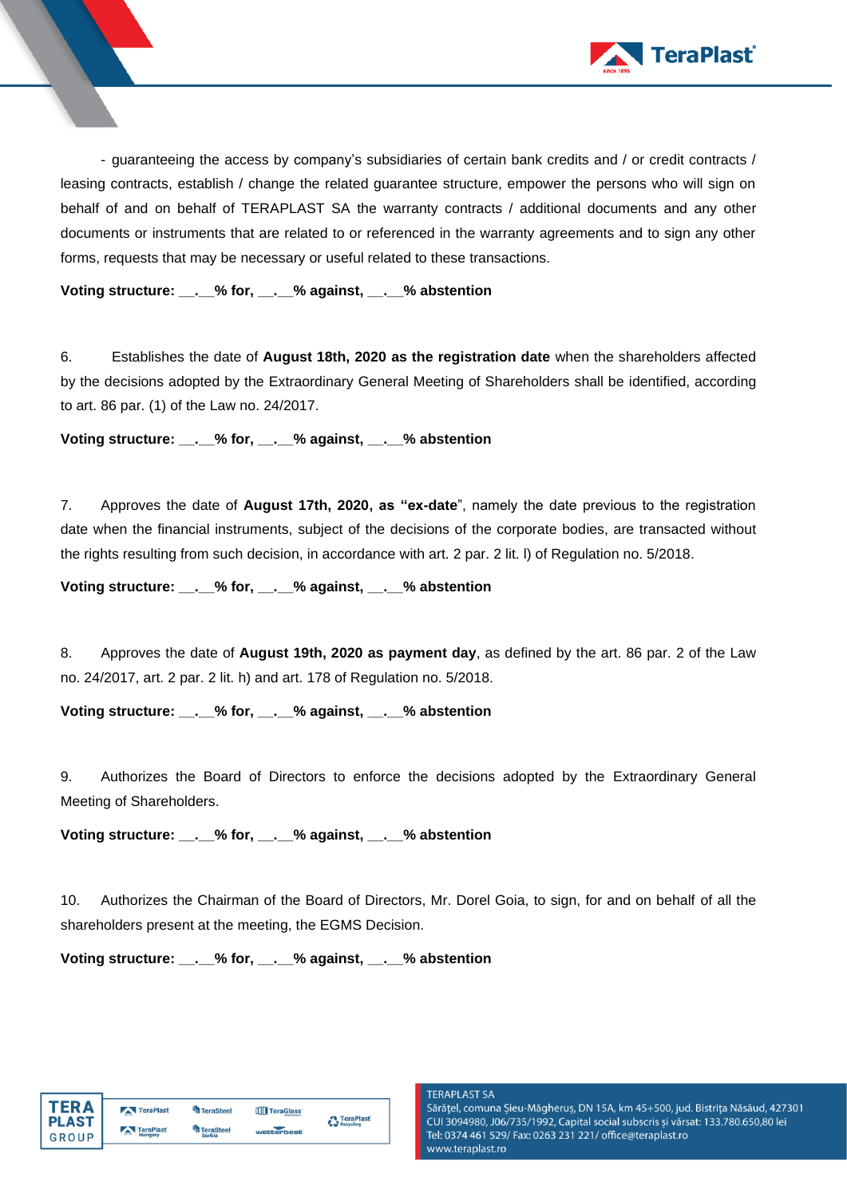- guaranteeing the access by company's subsidiaries of certain bank credits and / or credit contracts / leasing contracts, establish / change the related guarantee structure, empower the persons who will sign on behalf of and on behalf of TERAPLAST SA the warranty contracts / additional documents and any other documents or instruments that are related to or referenced in the warranty agreements and to sign any other forms, requests that may be necessary or useful related to these transactions.

**Voting structure: __.__% for, __.__% against, __.__% abstention**

6. Establishes the date of **August 18th, 2020 as the registration date** when the shareholders affected by the decisions adopted by the Extraordinary General Meeting of Shareholders shall be identified, according to art. 86 par. (1) of the Law no. 24/2017.

**Voting structure: __.__% for, __.__% against, __.__% abstention**

7. Approves the date of **August 17th, 2020, as "ex-date"**, namely the date previous to the registration date when the financial instruments, subject of the decisions of the corporate bodies, are transacted without the rights resulting from such decision, in accordance with art. 2 par. 2 lit. l) of Regulation no. 5/2018.

**Voting structure: __.__% for, __.__% against, __.__% abstention**

8. Approves the date of **August 19th, 2020 as payment day**, as defined by the art. 86 par. 2 of the Law no. 24/2017, art. 2 par. 2 lit. h) and art. 178 of Regulation no. 5/2018.

**Voting structure: __.__% for, __.__% against, __.__% abstention**

9. Authorizes the Board of Directors to enforce the decisions adopted by the Extraordinary General Meeting of Shareholders.

**Voting structure: __.__% for, __.__% against, __.__% abstention**

10. Authorizes the Chairman of the Board of Directors, Mr. Dorel Goia, to sign, for and on behalf of all the shareholders present at the meeting, the EGMS Decision.

**Voting structure: __.__% for, __.__% against, __.__% abstention**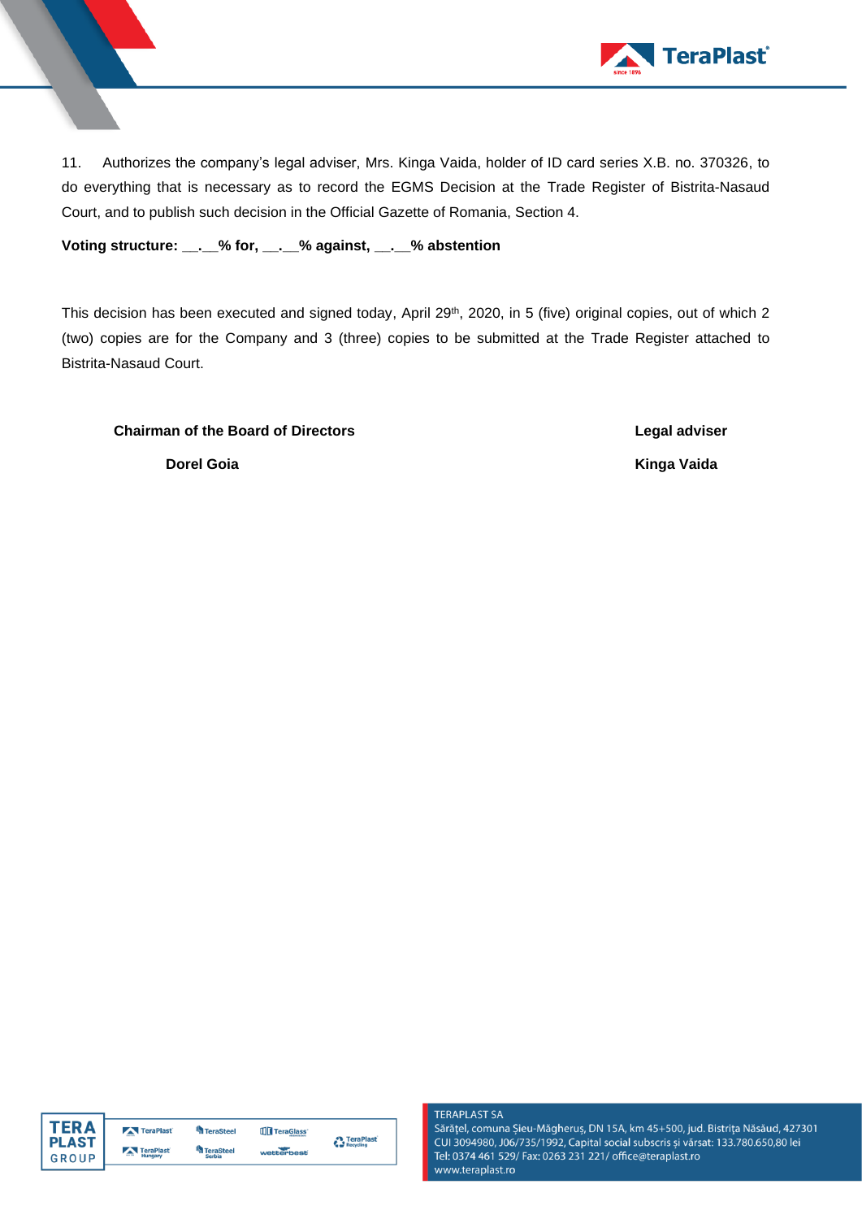11. Authorizes the company's legal adviser, Mrs. Kinga Vaida, holder of ID card series X.B. no. 370326, to do everything that is necessary as to record the EGMS Decision at the Trade Register of Bistrita-Nasaud Court, and to publish such decision in the Official Gazette of Romania, Section 4.

**Voting structure: __.__% for, __.__% against, __.__% abstention**

This decision has been executed and signed today, April 29th, 2020, in 5 (five) original copies, out of which 2 (two) copies are for the Company and 3 (three) copies to be submitted at the Trade Register attached to Bistrita-Nasaud Court.

| | |
|---|---|
| **Chairman of the Board of Directors** | **Legal adviser** |
| **Dorel Goia** | **Kinga Vaida** |